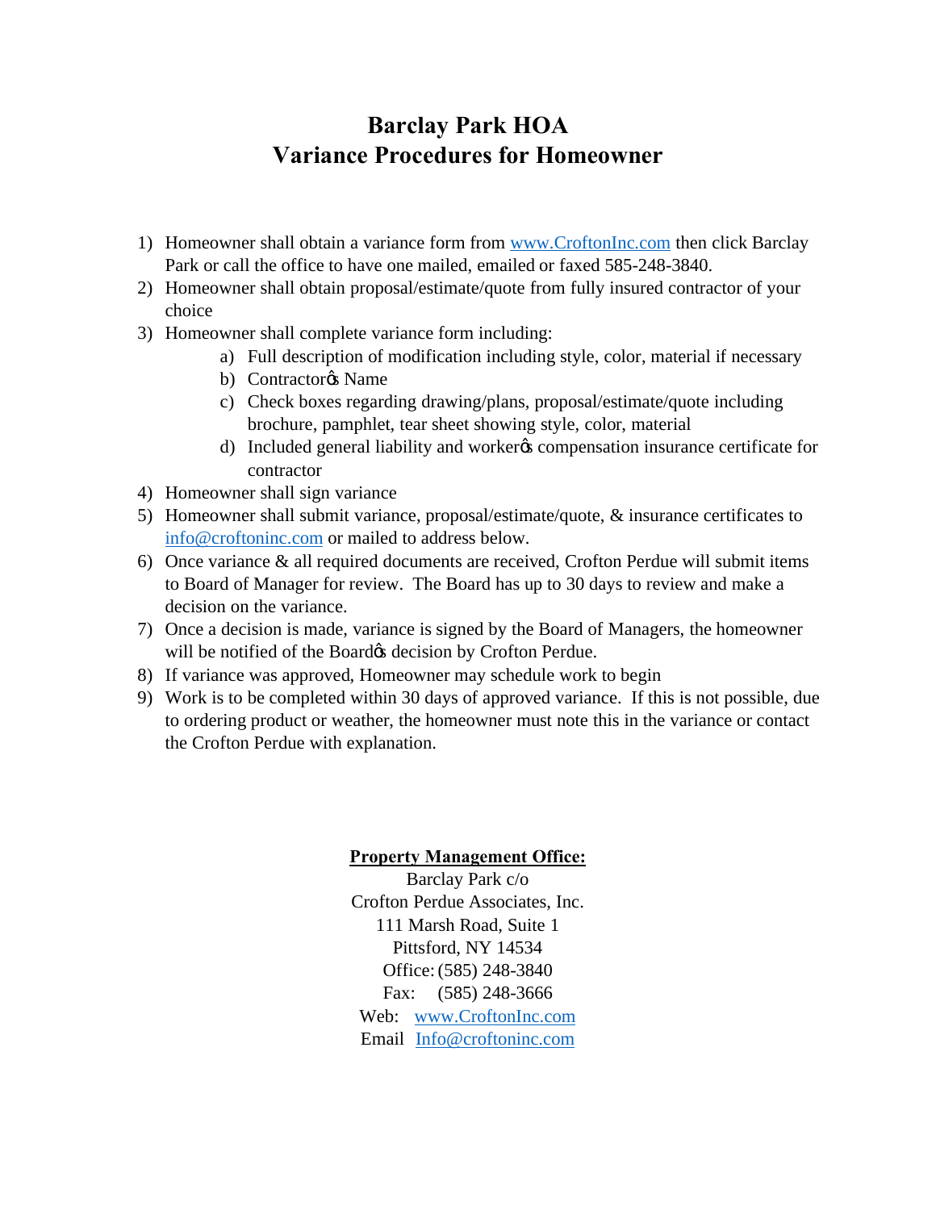# Barclay Park HOA
# Variance Procedures for Homeowner

1) Homeowner shall obtain a variance form from www.CroftonInc.com then click Barclay Park or call the office to have one mailed, emailed or faxed 585-248-3840.
2) Homeowner shall obtain proposal/estimate/quote from fully insured contractor of your choice
3) Homeowner shall complete variance form including:
   a) Full description of modification including style, color, material if necessary
   b) Contractorφs Name
   c) Check boxes regarding drawing/plans, proposal/estimate/quote including brochure, pamphlet, tear sheet showing style, color, material
   d) Included general liability and workerφs compensation insurance certificate for contractor
4) Homeowner shall sign variance
5) Homeowner shall submit variance, proposal/estimate/quote, & insurance certificates to info@croftoninc.com or mailed to address below.
6) Once variance & all required documents are received, Crofton Perdue will submit items to Board of Manager for review. The Board has up to 30 days to review and make a decision on the variance.
7) Once a decision is made, variance is signed by the Board of Managers, the homeowner will be notified of the Boardφs decision by Crofton Perdue.
8) If variance was approved, Homeowner may schedule work to begin
9) Work is to be completed within 30 days of approved variance. If this is not possible, due to ordering product or weather, the homeowner must note this in the variance or contact the Crofton Perdue with explanation.

**Property Management Office:**

Barclay Park c/o
Crofton Perdue Associates, Inc.
111 Marsh Road, Suite 1
Pittsford, NY 14534
Office: (585) 248-3840
Fax: (585) 248-3666
Web: www.CroftonInc.com
Email Info@croftoninc.com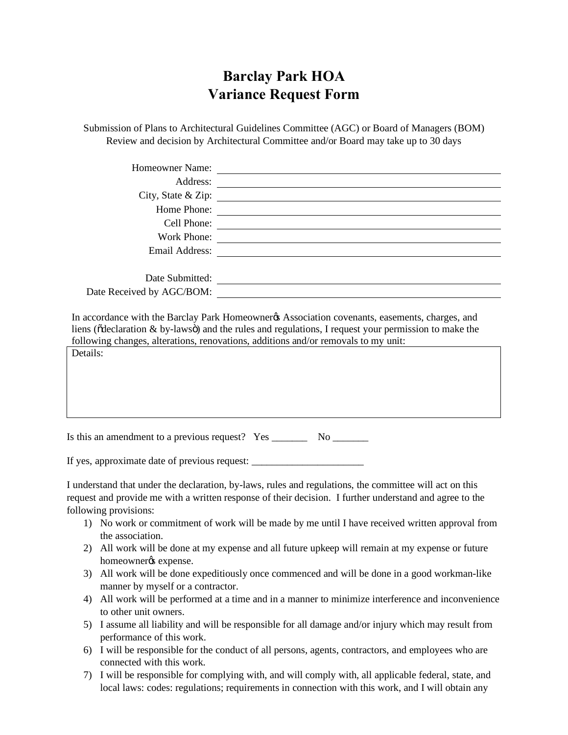# Barclay Park HOA
# Variance Request Form

Submission of Plans to Architectural Guidelines Committee (AGC) or Board of Managers (BOM)
Review and decision by Architectural Committee and/or Board may take up to 30 days

Homeowner Name: ______________________________

Address: ______________________________

City, State & Zip: ______________________________

Home Phone: ______________________________

Cell Phone: ______________________________

Work Phone: ______________________________

Email Address: ______________________________

Date Submitted: ______________________________

Date Received by AGC/BOM: ______________________________

In accordance with the Barclay Park Homeowner's Association covenants, easements, charges, and liens ("declaration & by-laws") and the rules and regulations, I request your permission to make the following changes, alterations, renovations, additions and/or removals to my unit:

| Details: |
|---|
| |

Is this an amendment to a previous request? Yes _______ No _______

If yes, approximate date of previous request: ______________________

I understand that under the declaration, by-laws, rules and regulations, the committee will act on this request and provide me with a written response of their decision. I further understand and agree to the following provisions:

1) No work or commitment of work will be made by me until I have received written approval from the association.
2) All work will be done at my expense and all future upkeep will remain at my expense or future homeowner's expense.
3) All work will be done expeditiously once commenced and will be done in a good workman-like manner by myself or a contractor.
4) All work will be performed at a time and in a manner to minimize interference and inconvenience to other unit owners.
5) I assume all liability and will be responsible for all damage and/or injury which may result from performance of this work.
6) I will be responsible for the conduct of all persons, agents, contractors, and employees who are connected with this work.
7) I will be responsible for complying with, and will comply with, all applicable federal, state, and local laws: codes: regulations; requirements in connection with this work, and I will obtain any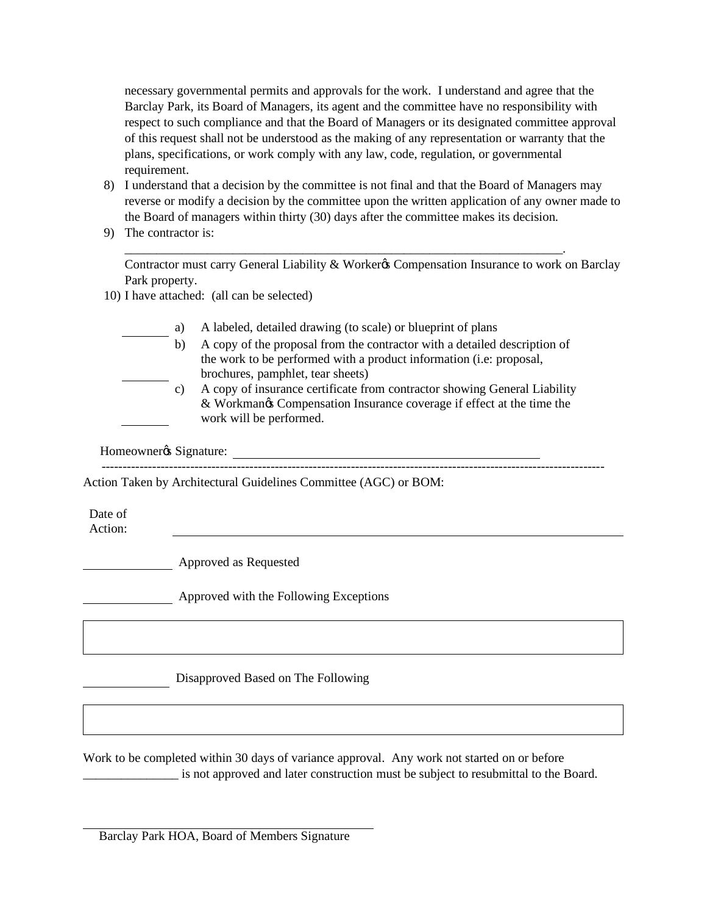necessary governmental permits and approvals for the work. I understand and agree that the Barclay Park, its Board of Managers, its agent and the committee have no responsibility with respect to such compliance and that the Board of Managers or its designated committee approval of this request shall not be understood as the making of any representation or warranty that the plans, specifications, or work comply with any law, code, regulation, or governmental requirement.

8) I understand that a decision by the committee is not final and that the Board of Managers may reverse or modify a decision by the committee upon the written application of any owner made to the Board of managers within thirty (30) days after the committee makes its decision.
9) The contractor is:

   ________________________________________________________________________.

   Contractor must carry General Liability & Workerφs Compensation Insurance to work on Barclay Park property.
10) I have attached: (all can be selected)

_______ a) A labeled, detailed drawing (to scale) or blueprint of plans

_______ b) A copy of the proposal from the contractor with a detailed description of the work to be performed with a product information (i.e: proposal, brochures, pamphlet, tear sheets)

_______ c) A copy of insurance certificate from contractor showing General Liability & Workmanφs Compensation Insurance coverage if effect at the time the work will be performed.

Homeownerφs Signature: ____________________________________________

------------------------------------------------------------------------------------------------------------------------

Action Taken by Architectural Guidelines Committee (AGC) or BOM:

Date of Action: ____________________________________________

_____________ Approved as Requested

_____________ Approved with the Following Exceptions

_____________ Disapproved Based on The Following

Work to be completed within 30 days of variance approval. Any work not started on or before _______________ is not approved and later construction must be subject to resubmittal to the Board.

____________________________________________

Barclay Park HOA, Board of Members Signature